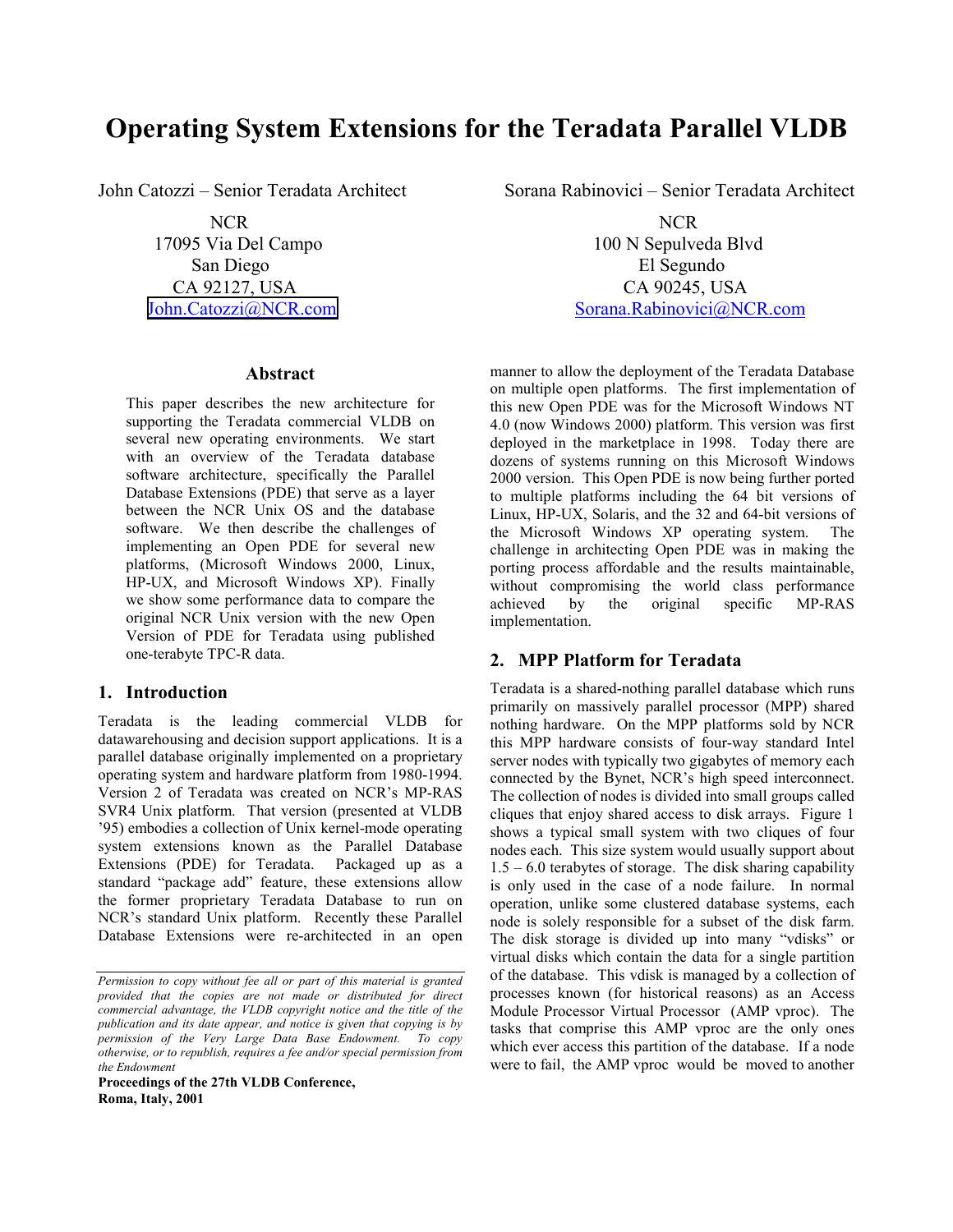# Operating System Extensions for the Teradata Parallel VLDB

John Catozzi – Senior Teradata Architect

NCR
17095 Via Del Campo
San Diego
CA 92127, USA
John.Catozzi@NCR.com

Sorana Rabinovici – Senior Teradata Architect

NCR
100 N Sepulveda Blvd
El Segundo
CA 90245, USA
Sorana.Rabinovici@NCR.com

### Abstract

This paper describes the new architecture for supporting the Teradata commercial VLDB on several new operating environments. We start with an overview of the Teradata database software architecture, specifically the Parallel Database Extensions (PDE) that serve as a layer between the NCR Unix OS and the database software. We then describe the challenges of implementing an Open PDE for several new platforms, (Microsoft Windows 2000, Linux, HP-UX, and Microsoft Windows XP). Finally we show some performance data to compare the original NCR Unix version with the new Open Version of PDE for Teradata using published one-terabyte TPC-R data.

## 1. Introduction

Teradata is the leading commercial VLDB for datawarehousing and decision support applications. It is a parallel database originally implemented on a proprietary operating system and hardware platform from 1980-1994. Version 2 of Teradata was created on NCR's MP-RAS SVR4 Unix platform. That version (presented at VLDB '95) embodies a collection of Unix kernel-mode operating system extensions known as the Parallel Database Extensions (PDE) for Teradata. Packaged up as a standard "package add" feature, these extensions allow the former proprietary Teradata Database to run on NCR's standard Unix platform. Recently these Parallel Database Extensions were re-architected in an open manner to allow the deployment of the Teradata Database on multiple open platforms. The first implementation of this new Open PDE was for the Microsoft Windows NT 4.0 (now Windows 2000) platform. This version was first deployed in the marketplace in 1998. Today there are dozens of systems running on this Microsoft Windows 2000 version. This Open PDE is now being further ported to multiple platforms including the 64 bit versions of Linux, HP-UX, Solaris, and the 32 and 64-bit versions of the Microsoft Windows XP operating system. The challenge in architecting Open PDE was in making the porting process affordable and the results maintainable, without compromising the world class performance achieved by the original specific MP-RAS implementation.

*Permission to copy without fee all or part of this material is granted provided that the copies are not made or distributed for direct commercial advantage, the VLDB copyright notice and the title of the publication and its date appear, and notice is given that copying is by permission of the Very Large Data Base Endowment. To copy otherwise, or to republish, requires a fee and/or special permission from the Endowment*

**Proceedings of the 27th VLDB Conference,**
**Roma, Italy, 2001**

## 2. MPP Platform for Teradata

Teradata is a shared-nothing parallel database which runs primarily on massively parallel processor (MPP) shared nothing hardware. On the MPP platforms sold by NCR this MPP hardware consists of four-way standard Intel server nodes with typically two gigabytes of memory each connected by the Bynet, NCR's high speed interconnect. The collection of nodes is divided into small groups called cliques that enjoy shared access to disk arrays. Figure 1 shows a typical small system with two cliques of four nodes each. This size system would usually support about 1.5 – 6.0 terabytes of storage. The disk sharing capability is only used in the case of a node failure. In normal operation, unlike some clustered database systems, each node is solely responsible for a subset of the disk farm. The disk storage is divided up into many "vdisks" or virtual disks which contain the data for a single partition of the database. This vdisk is managed by a collection of processes known (for historical reasons) as an Access Module Processor Virtual Processor (AMP vproc). The tasks that comprise this AMP vproc are the only ones which ever access this partition of the database. If a node were to fail, the AMP vproc would be moved to another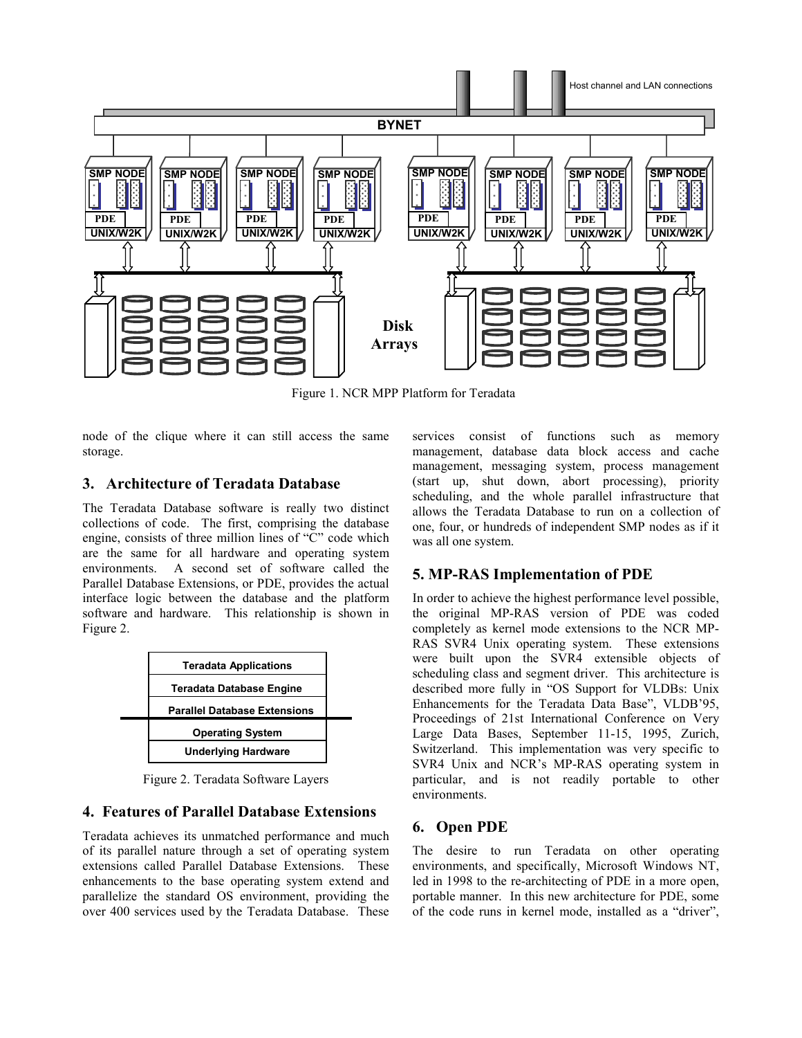Figure 1. NCR MPP Platform for Teradata

node of the clique where it can still access the same storage.

## 3. Architecture of Teradata Database

The Teradata Database software is really two distinct collections of code. The first, comprising the database engine, consists of three million lines of "C" code which are the same for all hardware and operating system environments. A second set of software called the Parallel Database Extensions, or PDE, provides the actual interface logic between the database and the platform software and hardware. This relationship is shown in Figure 2.

| Teradata Applications |
|---|
| Teradata Database Engine |
| Parallel Database Extensions |
| Operating System |
| Underlying Hardware |

Figure 2. Teradata Software Layers

## 4. Features of Parallel Database Extensions

Teradata achieves its unmatched performance and much of its parallel nature through a set of operating system extensions called Parallel Database Extensions. These enhancements to the base operating system extend and parallelize the standard OS environment, providing the over 400 services used by the Teradata Database. These services consist of functions such as memory management, database data block access and cache management, messaging system, process management (start up, shut down, abort processing), priority scheduling, and the whole parallel infrastructure that allows the Teradata Database to run on a collection of one, four, or hundreds of independent SMP nodes as if it was all one system.

## 5. MP-RAS Implementation of PDE

In order to achieve the highest performance level possible, the original MP-RAS version of PDE was coded completely as kernel mode extensions to the NCR MP-RAS SVR4 Unix operating system. These extensions were built upon the SVR4 extensible objects of scheduling class and segment driver. This architecture is described more fully in "OS Support for VLDBs: Unix Enhancements for the Teradata Data Base", VLDB'95, Proceedings of 21st International Conference on Very Large Data Bases, September 11-15, 1995, Zurich, Switzerland. This implementation was very specific to SVR4 Unix and NCR's MP-RAS operating system in particular, and is not readily portable to other environments.

## 6. Open PDE

The desire to run Teradata on other operating environments, and specifically, Microsoft Windows NT, led in 1998 to the re-architecting of PDE in a more open, portable manner. In this new architecture for PDE, some of the code runs in kernel mode, installed as a "driver",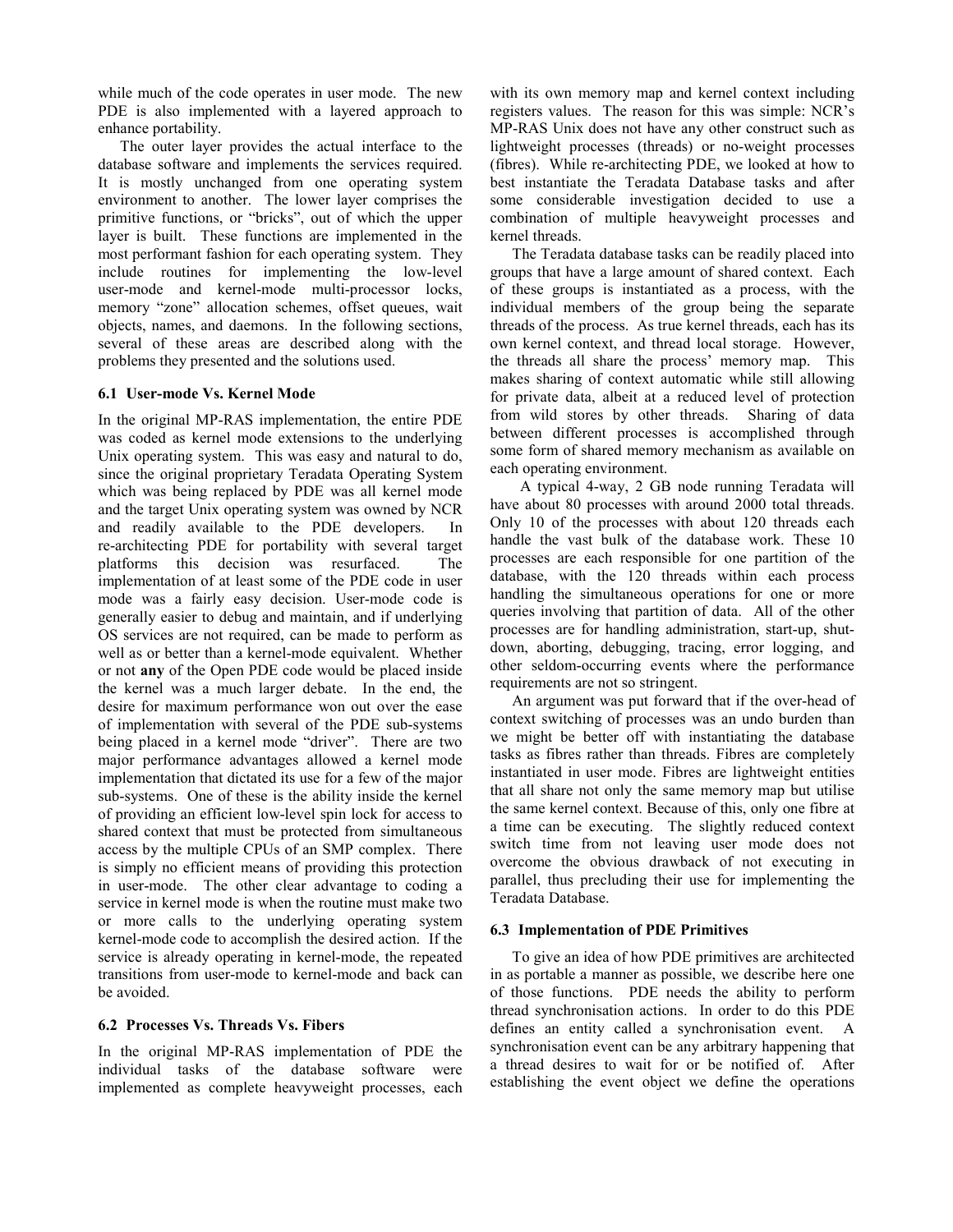while much of the code operates in user mode. The new PDE is also implemented with a layered approach to enhance portability.

The outer layer provides the actual interface to the database software and implements the services required. It is mostly unchanged from one operating system environment to another. The lower layer comprises the primitive functions, or "bricks", out of which the upper layer is built. These functions are implemented in the most performant fashion for each operating system. They include routines for implementing the low-level user-mode and kernel-mode multi-processor locks, memory "zone" allocation schemes, offset queues, wait objects, names, and daemons. In the following sections, several of these areas are described along with the problems they presented and the solutions used.

### 6.1 User-mode Vs. Kernel Mode

In the original MP-RAS implementation, the entire PDE was coded as kernel mode extensions to the underlying Unix operating system. This was easy and natural to do, since the original proprietary Teradata Operating System which was being replaced by PDE was all kernel mode and the target Unix operating system was owned by NCR and readily available to the PDE developers. In re-architecting PDE for portability with several target platforms this decision was resurfaced. The implementation of at least some of the PDE code in user mode was a fairly easy decision. User-mode code is generally easier to debug and maintain, and if underlying OS services are not required, can be made to perform as well as or better than a kernel-mode equivalent. Whether or not **any** of the Open PDE code would be placed inside the kernel was a much larger debate. In the end, the desire for maximum performance won out over the ease of implementation with several of the PDE sub-systems being placed in a kernel mode "driver". There are two major performance advantages allowed a kernel mode implementation that dictated its use for a few of the major sub-systems. One of these is the ability inside the kernel of providing an efficient low-level spin lock for access to shared context that must be protected from simultaneous access by the multiple CPUs of an SMP complex. There is simply no efficient means of providing this protection in user-mode. The other clear advantage to coding a service in kernel mode is when the routine must make two or more calls to the underlying operating system kernel-mode code to accomplish the desired action. If the service is already operating in kernel-mode, the repeated transitions from user-mode to kernel-mode and back can be avoided.

### 6.2 Processes Vs. Threads Vs. Fibers

In the original MP-RAS implementation of PDE the individual tasks of the database software were implemented as complete heavyweight processes, each with its own memory map and kernel context including registers values. The reason for this was simple: NCR's MP-RAS Unix does not have any other construct such as lightweight processes (threads) or no-weight processes (fibres). While re-architecting PDE, we looked at how to best instantiate the Teradata Database tasks and after some considerable investigation decided to use a combination of multiple heavyweight processes and kernel threads.

The Teradata database tasks can be readily placed into groups that have a large amount of shared context. Each of these groups is instantiated as a process, with the individual members of the group being the separate threads of the process. As true kernel threads, each has its own kernel context, and thread local storage. However, the threads all share the process' memory map. This makes sharing of context automatic while still allowing for private data, albeit at a reduced level of protection from wild stores by other threads. Sharing of data between different processes is accomplished through some form of shared memory mechanism as available on each operating environment.

A typical 4-way, 2 GB node running Teradata will have about 80 processes with around 2000 total threads. Only 10 of the processes with about 120 threads each handle the vast bulk of the database work. These 10 processes are each responsible for one partition of the database, with the 120 threads within each process handling the simultaneous operations for one or more queries involving that partition of data. All of the other processes are for handling administration, start-up, shut-down, aborting, debugging, tracing, error logging, and other seldom-occurring events where the performance requirements are not so stringent.

An argument was put forward that if the over-head of context switching of processes was an undo burden than we might be better off with instantiating the database tasks as fibres rather than threads. Fibres are completely instantiated in user mode. Fibres are lightweight entities that all share not only the same memory map but utilise the same kernel context. Because of this, only one fibre at a time can be executing. The slightly reduced context switch time from not leaving user mode does not overcome the obvious drawback of not executing in parallel, thus precluding their use for implementing the Teradata Database.

### 6.3 Implementation of PDE Primitives

To give an idea of how PDE primitives are architected in as portable a manner as possible, we describe here one of those functions. PDE needs the ability to perform thread synchronisation actions. In order to do this PDE defines an entity called a synchronisation event. A synchronisation event can be any arbitrary happening that a thread desires to wait for or be notified of. After establishing the event object we define the operations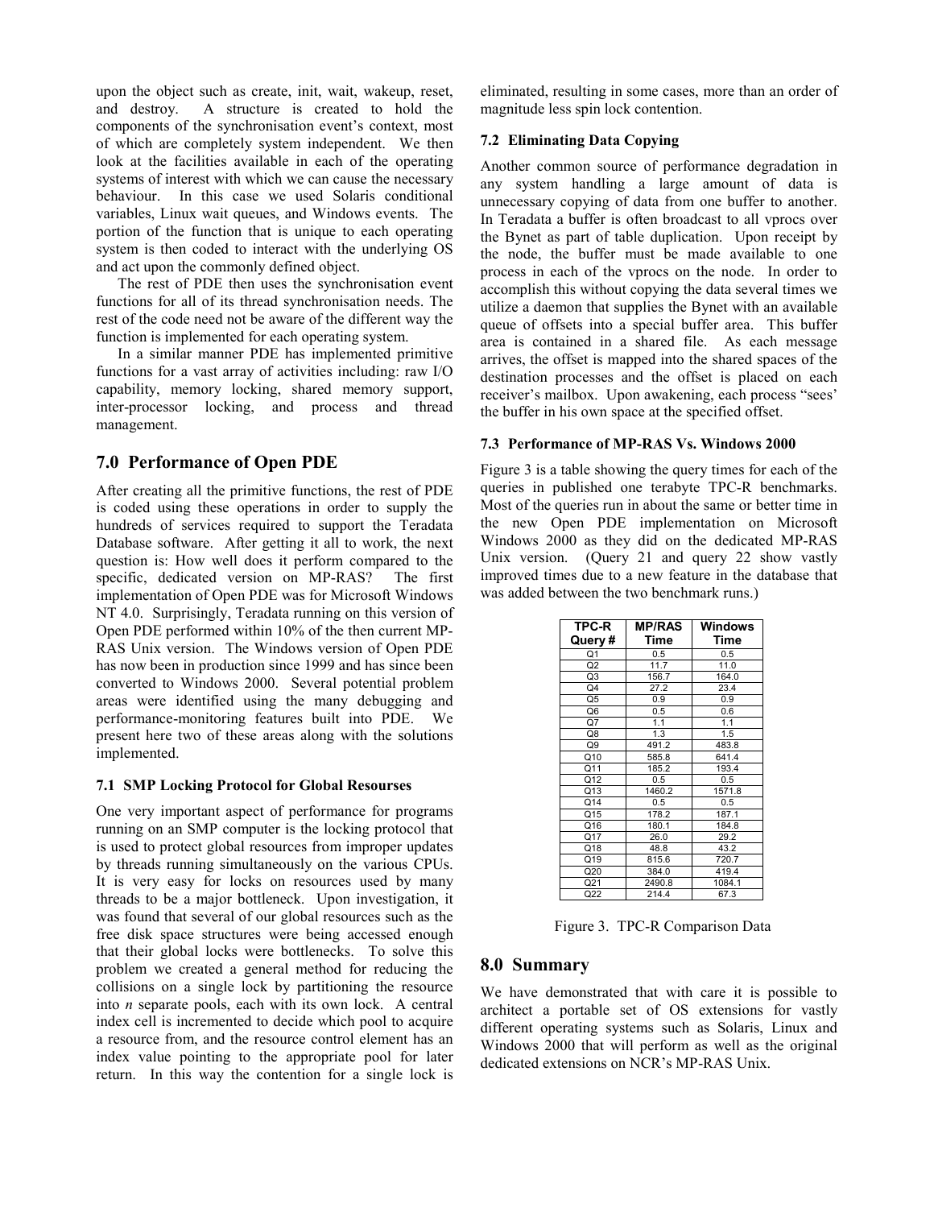upon the object such as create, init, wait, wakeup, reset, and destroy. A structure is created to hold the components of the synchronisation event's context, most of which are completely system independent. We then look at the facilities available in each of the operating systems of interest with which we can cause the necessary behaviour. In this case we used Solaris conditional variables, Linux wait queues, and Windows events. The portion of the function that is unique to each operating system is then coded to interact with the underlying OS and act upon the commonly defined object.

The rest of PDE then uses the synchronisation event functions for all of its thread synchronisation needs. The rest of the code need not be aware of the different way the function is implemented for each operating system.

In a similar manner PDE has implemented primitive functions for a vast array of activities including: raw I/O capability, memory locking, shared memory support, inter-processor locking, and process and thread management.

## 7.0 Performance of Open PDE

After creating all the primitive functions, the rest of PDE is coded using these operations in order to supply the hundreds of services required to support the Teradata Database software. After getting it all to work, the next question is: How well does it perform compared to the specific, dedicated version on MP-RAS? The first implementation of Open PDE was for Microsoft Windows NT 4.0. Surprisingly, Teradata running on this version of Open PDE performed within 10% of the then current MP-RAS Unix version. The Windows version of Open PDE has now been in production since 1999 and has since been converted to Windows 2000. Several potential problem areas were identified using the many debugging and performance-monitoring features built into PDE. We present here two of these areas along with the solutions implemented.

### 7.1 SMP Locking Protocol for Global Resourses

One very important aspect of performance for programs running on an SMP computer is the locking protocol that is used to protect global resources from improper updates by threads running simultaneously on the various CPUs. It is very easy for locks on resources used by many threads to be a major bottleneck. Upon investigation, it was found that several of our global resources such as the free disk space structures were being accessed enough that their global locks were bottlenecks. To solve this problem we created a general method for reducing the collisions on a single lock by partitioning the resource into *n* separate pools, each with its own lock. A central index cell is incremented to decide which pool to acquire a resource from, and the resource control element has an index value pointing to the appropriate pool for later return. In this way the contention for a single lock is eliminated, resulting in some cases, more than an order of magnitude less spin lock contention.

### 7.2 Eliminating Data Copying

Another common source of performance degradation in any system handling a large amount of data is unnecessary copying of data from one buffer to another. In Teradata a buffer is often broadcast to all vprocs over the Bynet as part of table duplication. Upon receipt by the node, the buffer must be made available to one process in each of the vprocs on the node. In order to accomplish this without copying the data several times we utilize a daemon that supplies the Bynet with an available queue of offsets into a special buffer area. This buffer area is contained in a shared file. As each message arrives, the offset is mapped into the shared spaces of the destination processes and the offset is placed on each receiver's mailbox. Upon awakening, each process "sees' the buffer in his own space at the specified offset.

### 7.3 Performance of MP-RAS Vs. Windows 2000

Figure 3 is a table showing the query times for each of the queries in published one terabyte TPC-R benchmarks. Most of the queries run in about the same or better time in the new Open PDE implementation on Microsoft Windows 2000 as they did on the dedicated MP-RAS Unix version. (Query 21 and query 22 show vastly improved times due to a new feature in the database that was added between the two benchmark runs.)

| TPC-R Query # | MP/RAS Time | Windows Time |
|---|---|---|
| Q1 | 0.5 | 0.5 |
| Q2 | 11.7 | 11.0 |
| Q3 | 156.7 | 164.0 |
| Q4 | 27.2 | 23.4 |
| Q5 | 0.9 | 0.9 |
| Q6 | 0.5 | 0.6 |
| Q7 | 1.1 | 1.1 |
| Q8 | 1.3 | 1.5 |
| Q9 | 491.2 | 483.8 |
| Q10 | 585.8 | 641.4 |
| Q11 | 185.2 | 193.4 |
| Q12 | 0.5 | 0.5 |
| Q13 | 1460.2 | 1571.8 |
| Q14 | 0.5 | 0.5 |
| Q15 | 178.2 | 187.1 |
| Q16 | 180.1 | 184.8 |
| Q17 | 26.0 | 29.2 |
| Q18 | 48.8 | 43.2 |
| Q19 | 815.6 | 720.7 |
| Q20 | 384.0 | 419.4 |
| Q21 | 2490.8 | 1084.1 |
| Q22 | 214.4 | 67.3 |

Figure 3. TPC-R Comparison Data

## 8.0 Summary

We have demonstrated that with care it is possible to architect a portable set of OS extensions for vastly different operating systems such as Solaris, Linux and Windows 2000 that will perform as well as the original dedicated extensions on NCR's MP-RAS Unix.